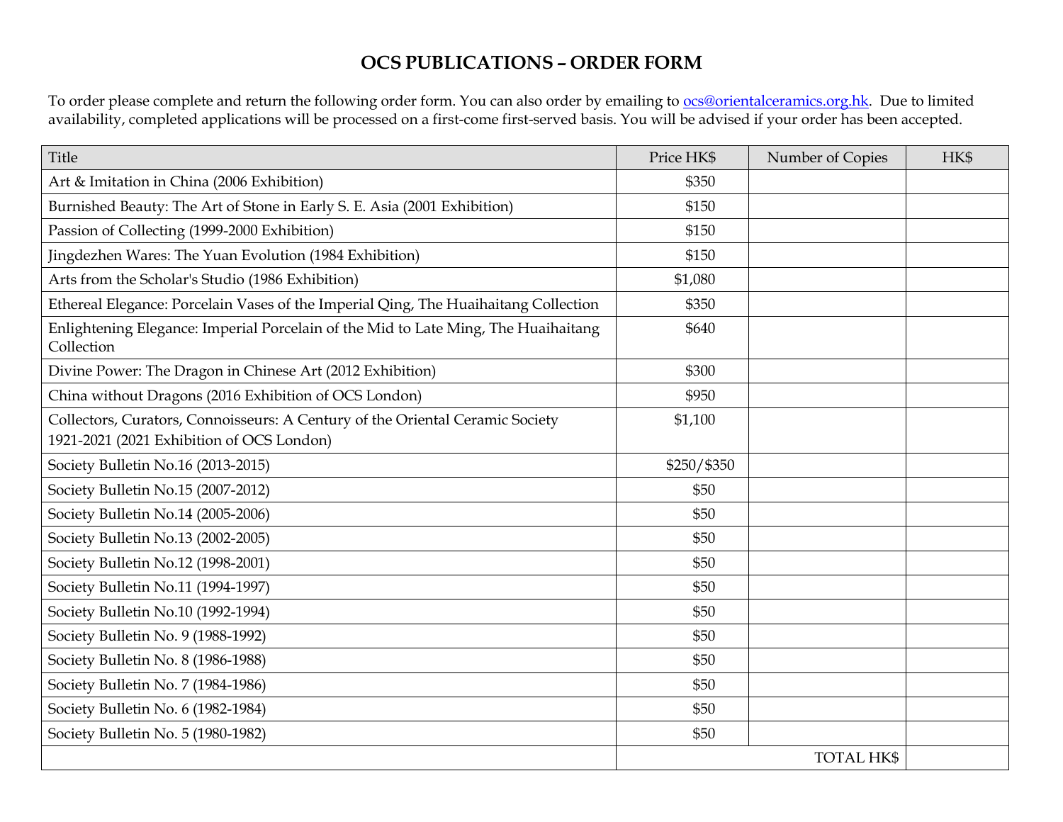# OCS PUBLICATIONS – ORDER FORM

To order please complete and return the following order form. You can also order by emailing to ocs@orientalceramics.org.hk. Due to limited availability, completed applications will be processed on a first-come first-served basis. You will be advised if your order has been accepted.

| Title | Price HK$ | Number of Copies | HK$ |
|---|---|---|---|
| Art & Imitation in China (2006 Exhibition) | $350 | | |
| Burnished Beauty: The Art of Stone in Early S. E. Asia (2001 Exhibition) | $150 | | |
| Passion of Collecting (1999-2000 Exhibition) | $150 | | |
| Jingdezhen Wares: The Yuan Evolution (1984 Exhibition) | $150 | | |
| Arts from the Scholar's Studio (1986 Exhibition) | $1,080 | | |
| Ethereal Elegance: Porcelain Vases of the Imperial Qing, The Huaihaitang Collection | $350 | | |
| Enlightening Elegance: Imperial Porcelain of the Mid to Late Ming, The Huaihaitang Collection | $640 | | |
| Divine Power: The Dragon in Chinese Art (2012 Exhibition) | $300 | | |
| China without Dragons (2016 Exhibition of OCS London) | $950 | | |
| Collectors, Curators, Connoisseurs: A Century of the Oriental Ceramic Society 1921-2021 (2021 Exhibition of OCS London) | $1,100 | | |
| Society Bulletin No.16 (2013-2015) | $250/$350 | | |
| Society Bulletin No.15 (2007-2012) | $50 | | |
| Society Bulletin No.14 (2005-2006) | $50 | | |
| Society Bulletin No.13 (2002-2005) | $50 | | |
| Society Bulletin No.12 (1998-2001) | $50 | | |
| Society Bulletin No.11 (1994-1997) | $50 | | |
| Society Bulletin No.10 (1992-1994) | $50 | | |
| Society Bulletin No. 9 (1988-1992) | $50 | | |
| Society Bulletin No. 8 (1986-1988) | $50 | | |
| Society Bulletin No. 7 (1984-1986) | $50 | | |
| Society Bulletin No. 6 (1982-1984) | $50 | | |
| Society Bulletin No. 5 (1980-1982) | $50 | | |
| | | TOTAL HK$ | |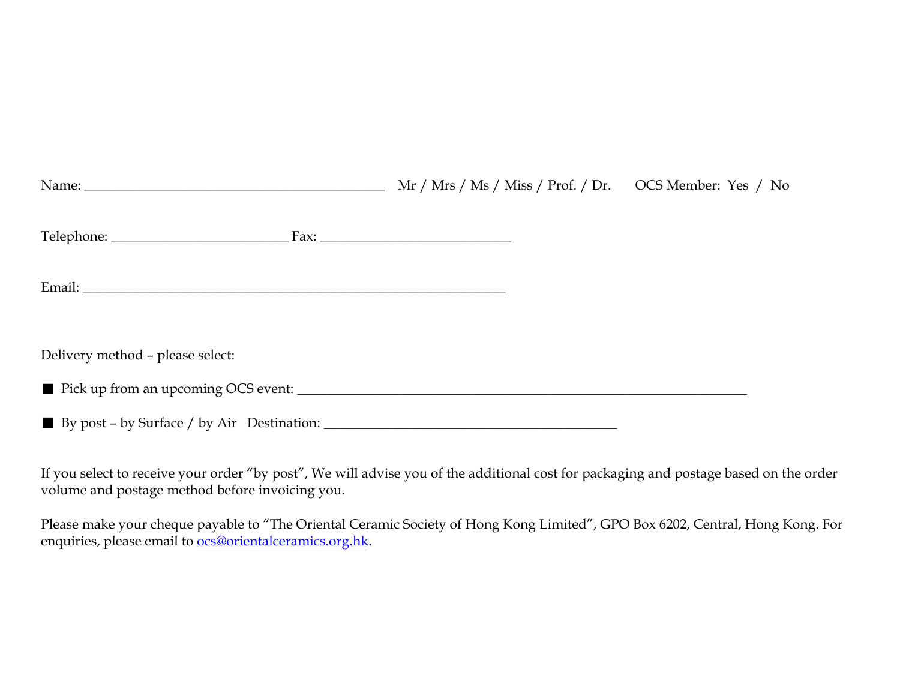Name: _____________________________________________ Mr / Mrs / Ms / Miss / Prof. / Dr. OCS Member: Yes / No

Telephone: __________________________ Fax: ____________________________

Email: _______________________________________________________________

Delivery method – please select:

- ■ Pick up from an upcoming OCS event: ___________________________________________________________________
- ■ By post – by Surface / by Air Destination: ____________________________________________

If you select to receive your order "by post", We will advise you of the additional cost for packaging and postage based on the order volume and postage method before invoicing you.

Please make your cheque payable to "The Oriental Ceramic Society of Hong Kong Limited", GPO Box 6202, Central, Hong Kong. For enquiries, please email to ocs@orientalceramics.org.hk.